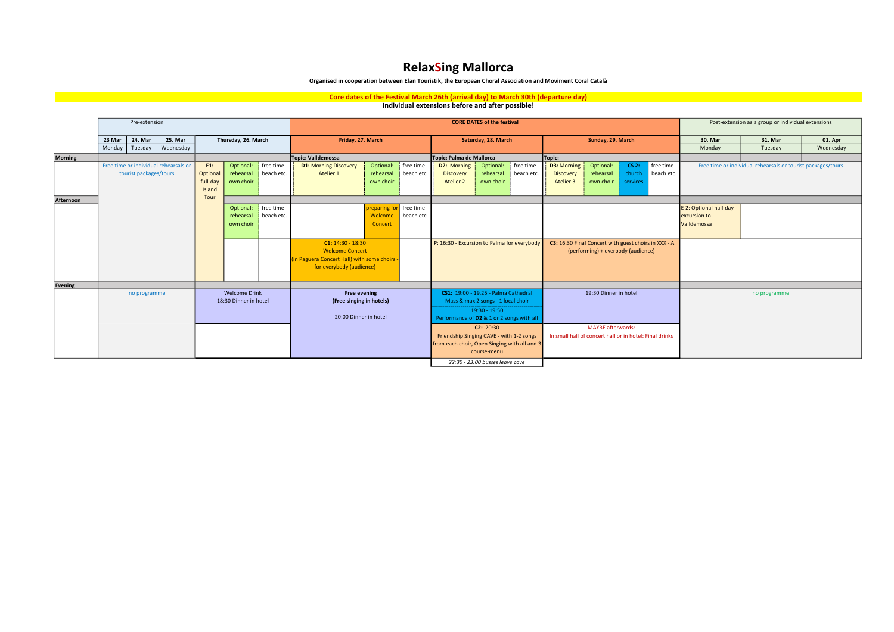# RelaxSing Mallorca

**Organised in cooperation between Elan Touristik, the European Choral Association and Moviment Coral Català**

**Core dates of the Festival March 26th (arrival day) to March 30th (departure day)**

**Individual extensions before and after possible!**

| | Pre-extension | | | | CORE DATES of the festival | | | Post-extension as a group or individual extensions | | |
|---|---|---|---|---|---|---|---|---|---|---|
| | **23 Mar** | **24. Mar** | **25. Mar** | **Thursday, 26. March** | **Friday, 27. March** | **Saturday, 28. March** | **Sunday, 29. March** | **30. Mar** | **31. Mar** | **01. Apr** |
| | Monday | Tuesday | Wednesday | | | | | Monday | Tuesday | Wednesday |
| **Morning** | | | | | **Topic: Valldemossa** | **Topic: Palma de Mallorca** | **Topic:** | | | |
| | Free time or individual rehearsals or tourist packages/tours | | | **E1:** Optional full-day Island Tour / Optional: rehearsal own choir / free time - beach etc. | **D1:** Morning Discovery Atelier 1 / Optional: rehearsal own choir / free time - beach etc. | **D2:** Morning Discovery Atelier 2 / Optional: rehearsal own choir / free time - beach etc. | **D3:** Morning Discovery Atelier 3 / Optional: rehearsal own choir / **CS 2:** church services / free time - beach etc. | Free time or individual rehearsals or tourist packages/tours | | |
| **Afternoon** | | | | | | | | | | |
| | | | | (E1 continued) / Optional: rehearsal own choir / free time - beach etc. | preparing for Welcome Concert / free time - beach etc. | | | E 2: Optional half day excursion to Valldemossa | | |
| | | | | | **C1:** 14:30 - 18:30 Welcome Concert (in Paguera Concert Hall) with some choirs - for everybody (audience) | **P:** 16:30 - Excursion to Palma for everybody | **C3:** 16.30 Final Concert with guest choirs in XXX - A (performing) + everbody (audience) | | | |
| **Evening** | | | | | | | | | | |
| | no programme | | | Welcome Drink<br>18:30 Dinner in hotel | **Free evening**<br>**(Free singing in hotels)**<br>20:00 Dinner in hotel | **CS1:** 19:00 - 19.25 - Palma Cathedral Mass & max 2 songs - 1 local choir<br>19:30 - 19:50 Performance of **D2** & 1 or 2 songs with all | 19:30 Dinner in hotel | no programme | | |
| | | | | | | **C2:** 20:30 Friendship Singing CAVE - with 1-2 songs from each choir, Open Singing with all and 3-course-menu | MAYBE afterwards: In small hall of concert hall or in hotel: Final drinks | | | |
| | | | | | | *22:30 - 23:00 busses leave cave* | | | | |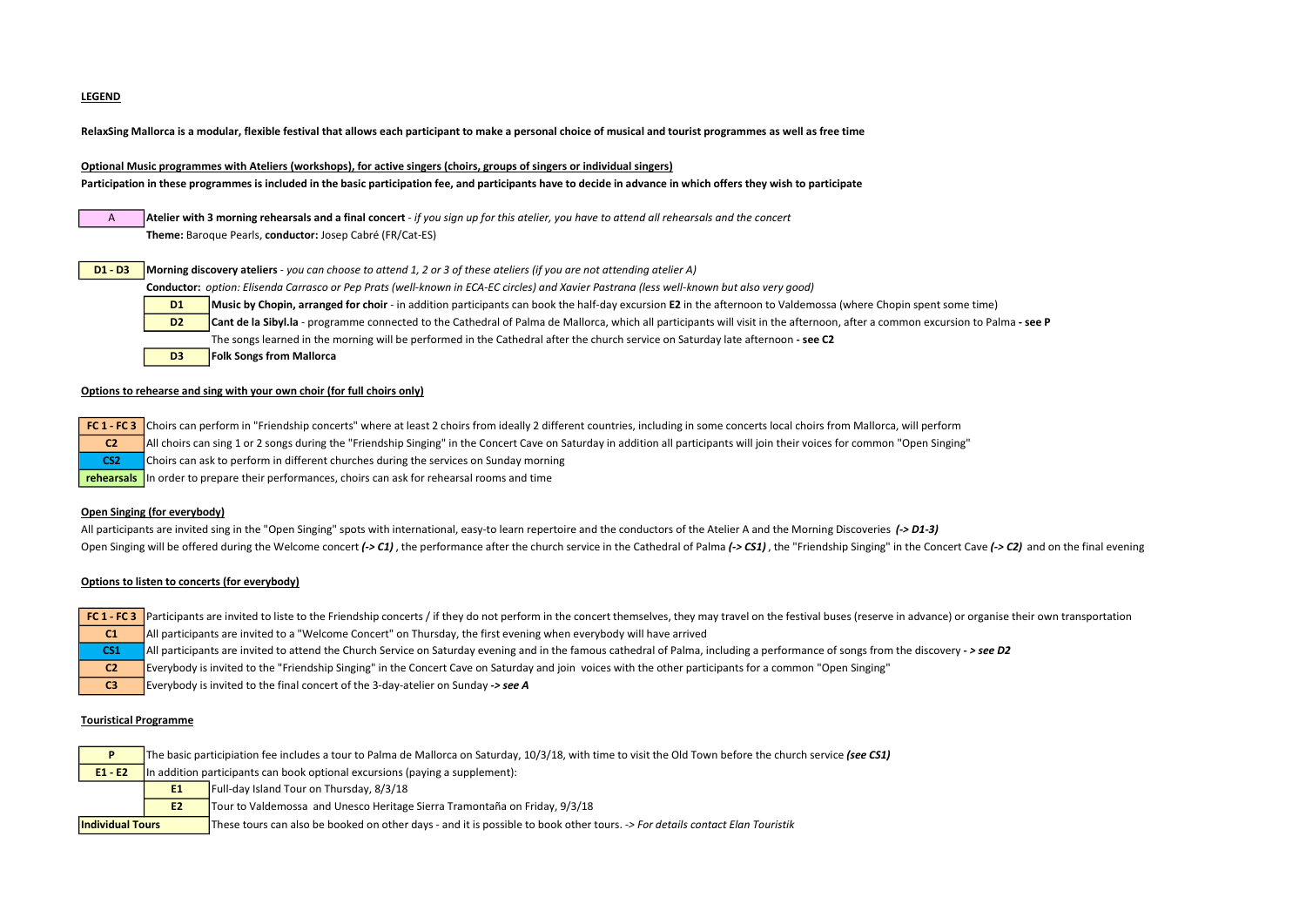**LEGEND**

**RelaxSing Mallorca is a modular, flexible festival that allows each participant to make a personal choice of musical and tourist programmes as well as free time**

**Optional Music programmes with Ateliers (workshops), for active singers (choirs, groups of singers or individual singers)**

**Participation in these programmes is included in the basic participation fee, and participants have to decide in advance in which offers they wish to participate**

| | |
|---|---|
| A | **Atelier with 3 morning rehearsals and a final concert** - *if you sign up for this atelier, you have to attend all rehearsals and the concert* |
| | **Theme:** Baroque Pearls, **conductor:** Josep Cabré (FR/Cat-ES) |

| | | |
|---|---|---|
| D1 - D3 | **Morning discovery ateliers** - *you can choose to attend 1, 2 or 3 of these ateliers (if you are not attending atelier A)* | |
| | **Conductor:** *option: Elisenda Carrasco or Pep Prats (well-known in ECA-EC circles) and Xavier Pastrana (less well-known but also very good)* | |
| | D1 | **Music by Chopin, arranged for choir** - in addition participants can book the half-day excursion **E2** in the afternoon to Valdemossa (where Chopin spent some time) |
| | D2 | **Cant de la Sibyl.la** - programme connected to the Cathedral of Palma de Mallorca, which all participants will visit in the afternoon, after a common excursion to Palma **- see P** |
| | | The songs learned in the morning will be performed in the Cathedral after the church service on Saturday late afternoon **- see C2** |
| | D3 | **Folk Songs from Mallorca** |

**Options to rehearse and sing with your own choir (for full choirs only)**

| | |
|---|---|
| FC 1 - FC 3 | Choirs can perform in "Friendship concerts" where at least 2 choirs from ideally 2 different countries, including in some concerts local choirs from Mallorca, will perform |
| C2 | All choirs can sing 1 or 2 songs during the "Friendship Singing" in the Concert Cave on Saturday in addition all participants will join their voices for common "Open Singing" |
| CS2 | Choirs can ask to perform in different churches during the services on Sunday morning |
| rehearsals | In order to prepare their performances, choirs can ask for rehearsal rooms and time |

**Open Singing (for everybody)**

All participants are invited sing in the "Open Singing" spots with international, easy-to learn repertoire and the conductors of the Atelier A and the Morning Discoveries ***(-> D1-3)***

Open Singing will be offered during the Welcome concert ***(-> C1)***, the performance after the church service in the Cathedral of Palma ***(-> CS1)***, the "Friendship Singing" in the Concert Cave ***(-> C2)*** and on the final evening

**Options to listen to concerts (for everybody)**

| | |
|---|---|
| FC 1 - FC 3 | Participants are invited to liste to the Friendship concerts / if they do not perform in the concert themselves, they may travel on the festival buses (reserve in advance) or organise their own transportation |
| C1 | All participants are invited to a "Welcome Concert" on Thursday, the first evening when everybody will have arrived |
| CS1 | All participants are invited to attend the Church Service on Saturday evening and in the famous cathedral of Palma, including a performance of songs from the discovery ***- > see D2*** |
| C2 | Everybody is invited to the "Friendship Singing" in the Concert Cave on Saturday and join voices with the other participants for a common "Open Singing" |
| C3 | Everybody is invited to the final concert of the 3-day-atelier on Sunday ***-> see A*** |

**Touristical Programme**

| | | |
|---|---|---|
| P | The basic participiation fee includes a tour to Palma de Mallorca on Saturday, 10/3/18, with time to visit the Old Town before the church service ***(see CS1)*** | |
| E1 - E2 | In addition participants can book optional excursions (paying a supplement): | |
| | E1 | Full-day Island Tour on Thursday, 8/3/18 |
| | E2 | Tour to Valdemossa and Unesco Heritage Sierra Tramontaña on Friday, 9/3/18 |
| Individual Tours | | These tours can also be booked on other days - and it is possible to book other tours. -> *For details contact Elan Touristik* |